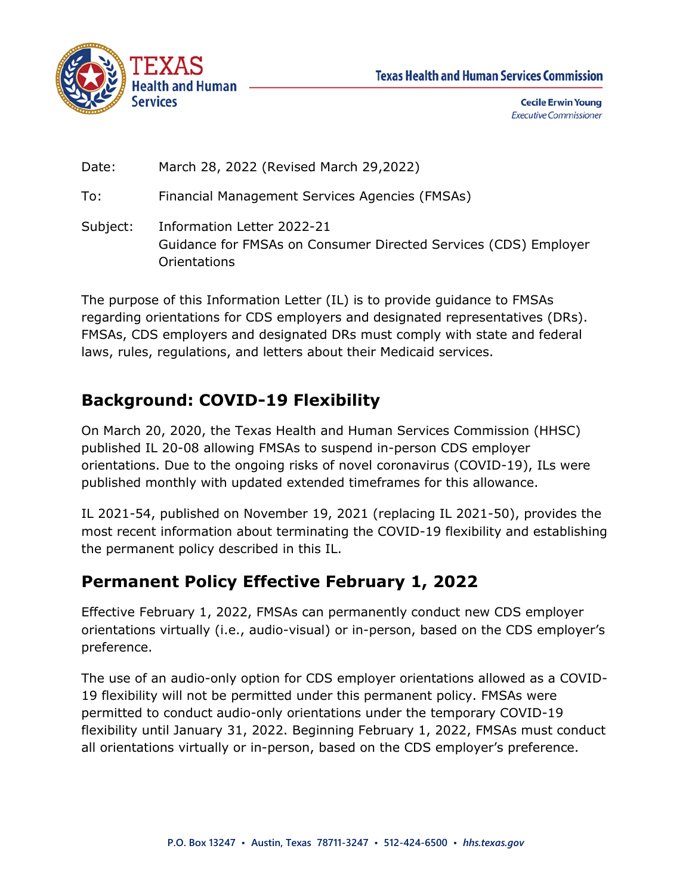Texas Health and Human Services Commission

Cecile Erwin Young
*Executive Commissioner*

Date: March 28, 2022 (Revised March 29,2022)

To: Financial Management Services Agencies (FMSAs)

Subject: Information Letter 2022-21
Guidance for FMSAs on Consumer Directed Services (CDS) Employer Orientations

The purpose of this Information Letter (IL) is to provide guidance to FMSAs regarding orientations for CDS employers and designated representatives (DRs). FMSAs, CDS employers and designated DRs must comply with state and federal laws, rules, regulations, and letters about their Medicaid services.

## Background: COVID-19 Flexibility

On March 20, 2020, the Texas Health and Human Services Commission (HHSC) published IL 20-08 allowing FMSAs to suspend in-person CDS employer orientations. Due to the ongoing risks of novel coronavirus (COVID-19), ILs were published monthly with updated extended timeframes for this allowance.

IL 2021-54, published on November 19, 2021 (replacing IL 2021-50), provides the most recent information about terminating the COVID-19 flexibility and establishing the permanent policy described in this IL.

## Permanent Policy Effective February 1, 2022

Effective February 1, 2022, FMSAs can permanently conduct new CDS employer orientations virtually (i.e., audio-visual) or in-person, based on the CDS employer's preference.

The use of an audio-only option for CDS employer orientations allowed as a COVID-19 flexibility will not be permitted under this permanent policy. FMSAs were permitted to conduct audio-only orientations under the temporary COVID-19 flexibility until January 31, 2022. Beginning February 1, 2022, FMSAs must conduct all orientations virtually or in-person, based on the CDS employer's preference.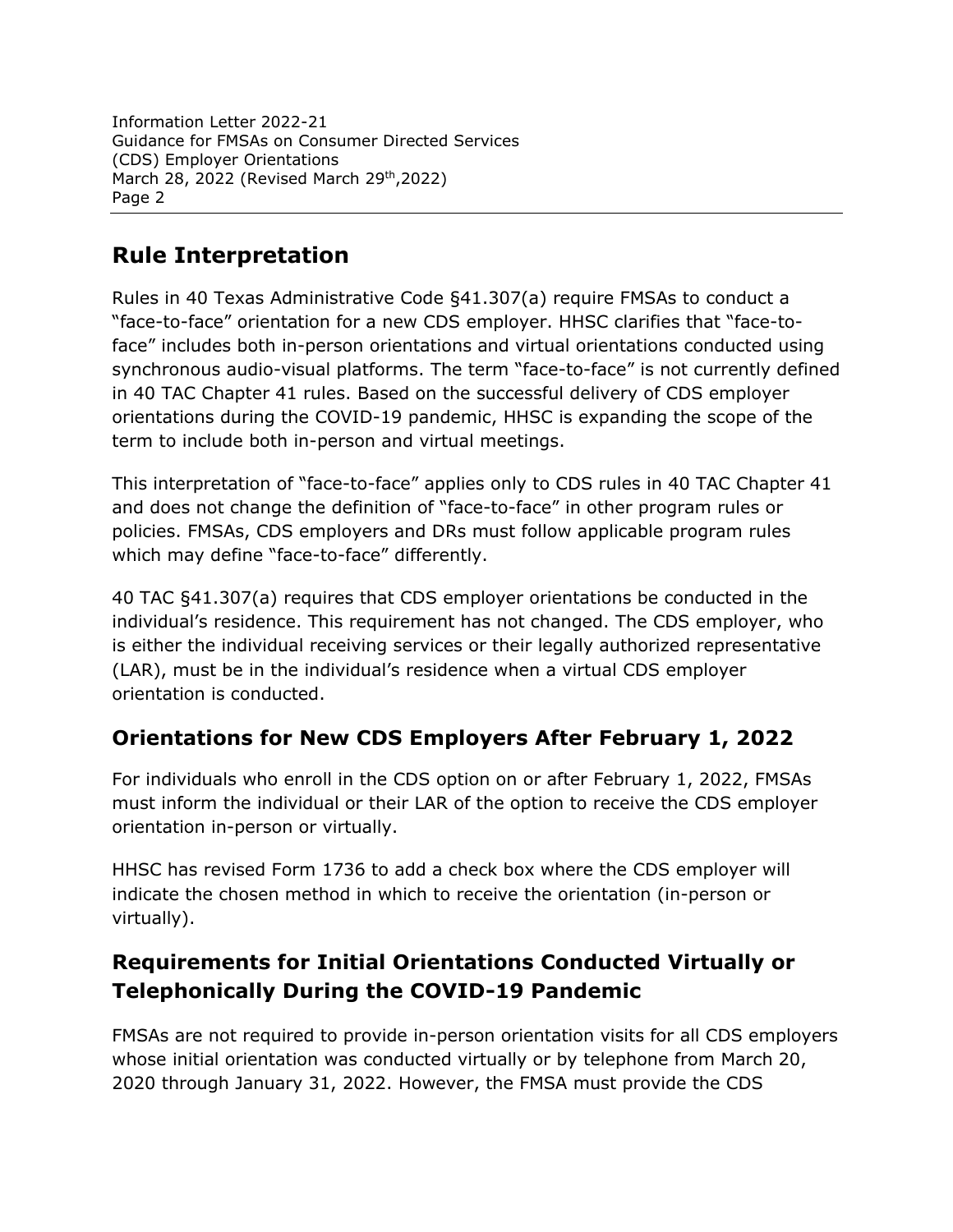## Rule Interpretation

Rules in 40 Texas Administrative Code §41.307(a) require FMSAs to conduct a "face-to-face" orientation for a new CDS employer. HHSC clarifies that "face-to-face" includes both in-person orientations and virtual orientations conducted using synchronous audio-visual platforms. The term "face-to-face" is not currently defined in 40 TAC Chapter 41 rules. Based on the successful delivery of CDS employer orientations during the COVID-19 pandemic, HHSC is expanding the scope of the term to include both in-person and virtual meetings.

This interpretation of "face-to-face" applies only to CDS rules in 40 TAC Chapter 41 and does not change the definition of "face-to-face" in other program rules or policies. FMSAs, CDS employers and DRs must follow applicable program rules which may define "face-to-face" differently.

40 TAC §41.307(a) requires that CDS employer orientations be conducted in the individual's residence. This requirement has not changed. The CDS employer, who is either the individual receiving services or their legally authorized representative (LAR), must be in the individual's residence when a virtual CDS employer orientation is conducted.

### Orientations for New CDS Employers After February 1, 2022

For individuals who enroll in the CDS option on or after February 1, 2022, FMSAs must inform the individual or their LAR of the option to receive the CDS employer orientation in-person or virtually.

HHSC has revised Form 1736 to add a check box where the CDS employer will indicate the chosen method in which to receive the orientation (in-person or virtually).

### Requirements for Initial Orientations Conducted Virtually or Telephonically During the COVID-19 Pandemic

FMSAs are not required to provide in-person orientation visits for all CDS employers whose initial orientation was conducted virtually or by telephone from March 20, 2020 through January 31, 2022. However, the FMSA must provide the CDS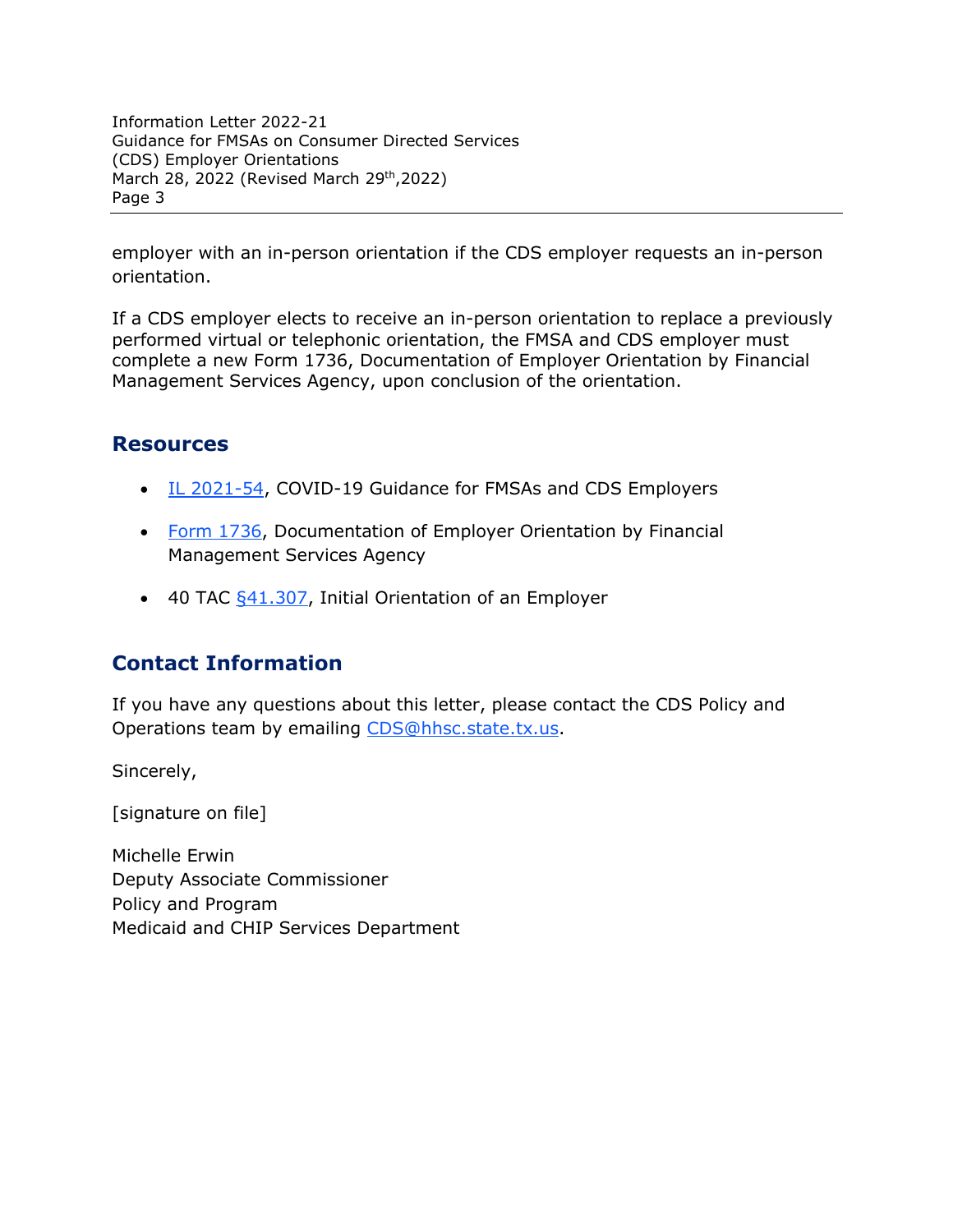employer with an in-person orientation if the CDS employer requests an in-person orientation.

If a CDS employer elects to receive an in-person orientation to replace a previously performed virtual or telephonic orientation, the FMSA and CDS employer must complete a new Form 1736, Documentation of Employer Orientation by Financial Management Services Agency, upon conclusion of the orientation.

## Resources

- IL 2021-54, COVID-19 Guidance for FMSAs and CDS Employers
- Form 1736, Documentation of Employer Orientation by Financial Management Services Agency
- 40 TAC §41.307, Initial Orientation of an Employer

## Contact Information

If you have any questions about this letter, please contact the CDS Policy and Operations team by emailing CDS@hhsc.state.tx.us.

Sincerely,

[signature on file]

Michelle Erwin  
Deputy Associate Commissioner  
Policy and Program  
Medicaid and CHIP Services Department